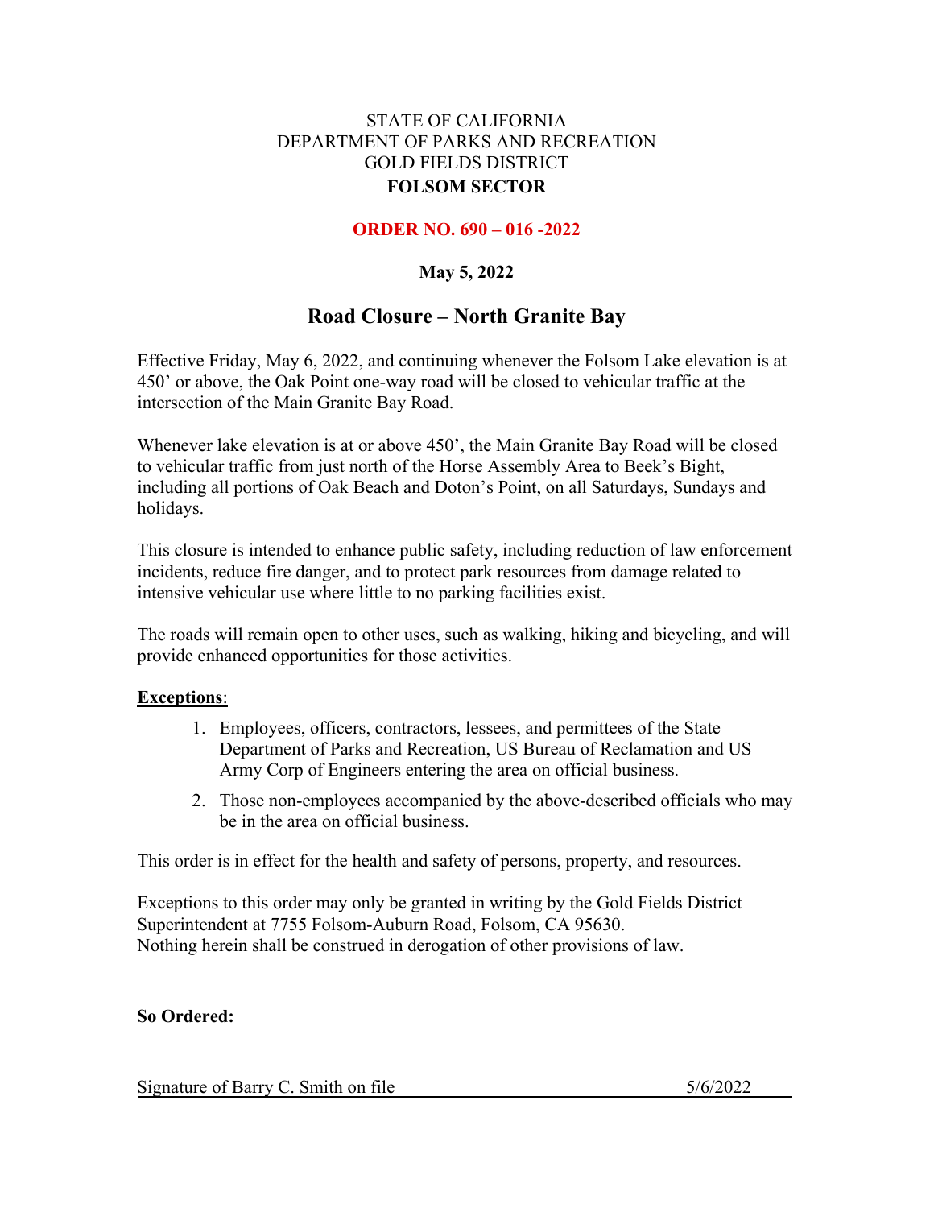STATE OF CALIFORNIA
DEPARTMENT OF PARKS AND RECREATION
GOLD FIELDS DISTRICT
**FOLSOM SECTOR**

**ORDER NO. 690 – 016 -2022**

**May 5, 2022**

# Road Closure – North Granite Bay

Effective Friday, May 6, 2022, and continuing whenever the Folsom Lake elevation is at 450' or above, the Oak Point one-way road will be closed to vehicular traffic at the intersection of the Main Granite Bay Road.

Whenever lake elevation is at or above 450', the Main Granite Bay Road will be closed to vehicular traffic from just north of the Horse Assembly Area to Beek's Bight, including all portions of Oak Beach and Doton's Point, on all Saturdays, Sundays and holidays.

This closure is intended to enhance public safety, including reduction of law enforcement incidents, reduce fire danger, and to protect park resources from damage related to intensive vehicular use where little to no parking facilities exist.

The roads will remain open to other uses, such as walking, hiking and bicycling, and will provide enhanced opportunities for those activities.

**Exceptions**:

1. Employees, officers, contractors, lessees, and permittees of the State Department of Parks and Recreation, US Bureau of Reclamation and US Army Corp of Engineers entering the area on official business.
2. Those non-employees accompanied by the above-described officials who may be in the area on official business.

This order is in effect for the health and safety of persons, property, and resources.

Exceptions to this order may only be granted in writing by the Gold Fields District Superintendent at 7755 Folsom-Auburn Road, Folsom, CA 95630.
Nothing herein shall be construed in derogation of other provisions of law.

**So Ordered:**

Signature of Barry C. Smith on file 5/6/2022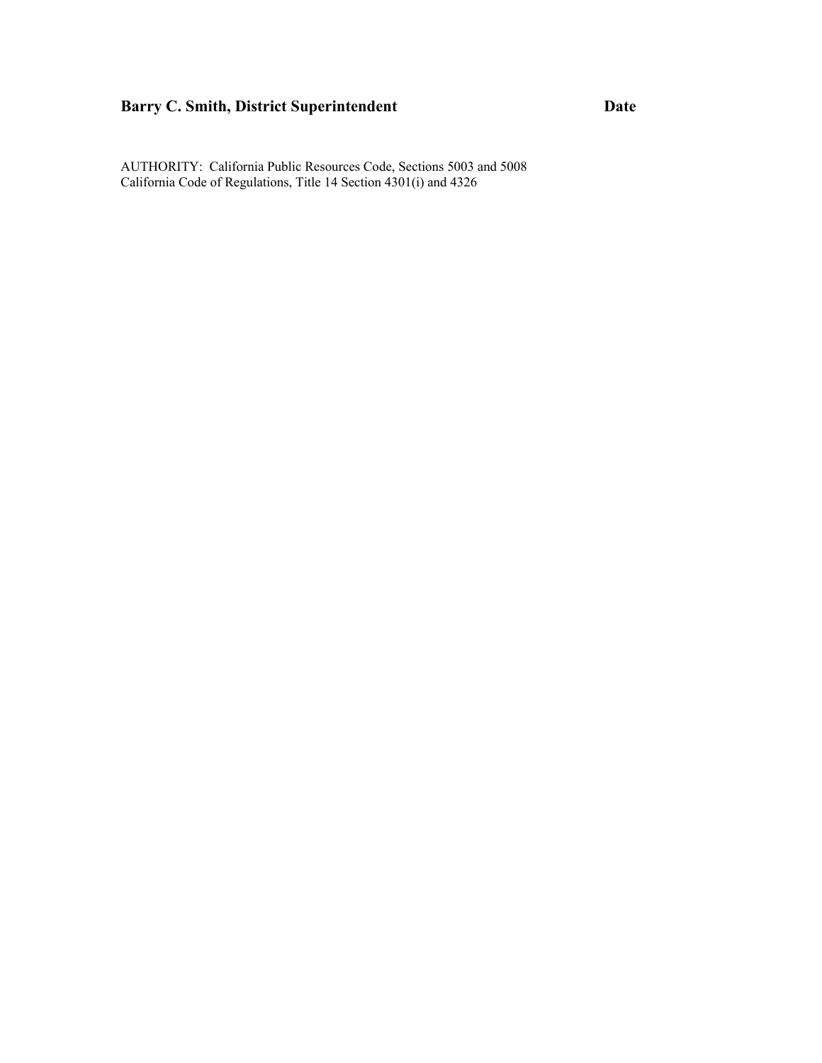**Barry C. Smith, District Superintendent** **Date**

AUTHORITY: California Public Resources Code, Sections 5003 and 5008
California Code of Regulations, Title 14 Section 4301(i) and 4326